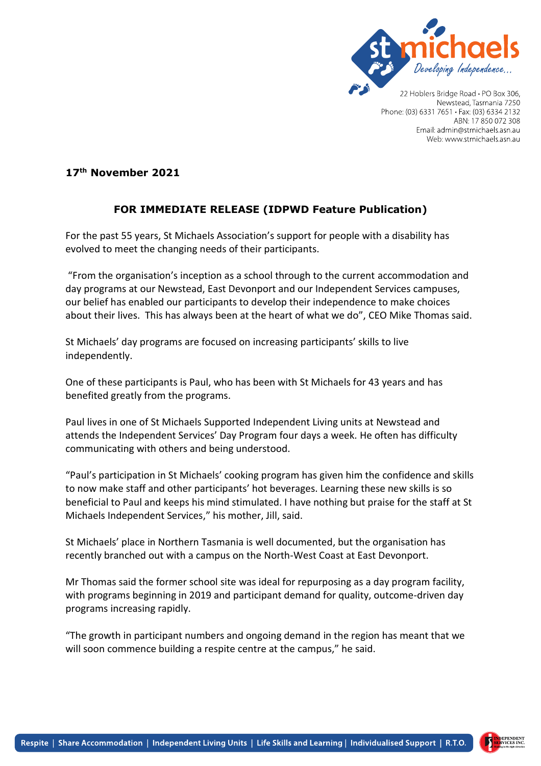22 Hoblers Bridge Road • PO Box 306,
Newstead, Tasmania 7250
Phone: (03) 6331 7651 • Fax: (03) 6334 2132
ABN: 17 850 072 308
Email: admin@stmichaels.asn.au
Web: www.stmichaels.asn.au

**17th November 2021**

**FOR IMMEDIATE RELEASE (IDPWD Feature Publication)**

For the past 55 years, St Michaels Association's support for people with a disability has evolved to meet the changing needs of their participants.

"From the organisation's inception as a school through to the current accommodation and day programs at our Newstead, East Devonport and our Independent Services campuses, our belief has enabled our participants to develop their independence to make choices about their lives. This has always been at the heart of what we do", CEO Mike Thomas said.

St Michaels' day programs are focused on increasing participants' skills to live independently.

One of these participants is Paul, who has been with St Michaels for 43 years and has benefited greatly from the programs.

Paul lives in one of St Michaels Supported Independent Living units at Newstead and attends the Independent Services' Day Program four days a week. He often has difficulty communicating with others and being understood.

"Paul's participation in St Michaels' cooking program has given him the confidence and skills to now make staff and other participants' hot beverages. Learning these new skills is so beneficial to Paul and keeps his mind stimulated. I have nothing but praise for the staff at St Michaels Independent Services," his mother, Jill, said.

St Michaels' place in Northern Tasmania is well documented, but the organisation has recently branched out with a campus on the North-West Coast at East Devonport.

Mr Thomas said the former school site was ideal for repurposing as a day program facility, with programs beginning in 2019 and participant demand for quality, outcome-driven day programs increasing rapidly.

"The growth in participant numbers and ongoing demand in the region has meant that we will soon commence building a respite centre at the campus," he said.

Respite | Share Accommodation | Independent Living Units | Life Skills and Learning | Individualised Support | R.T.O.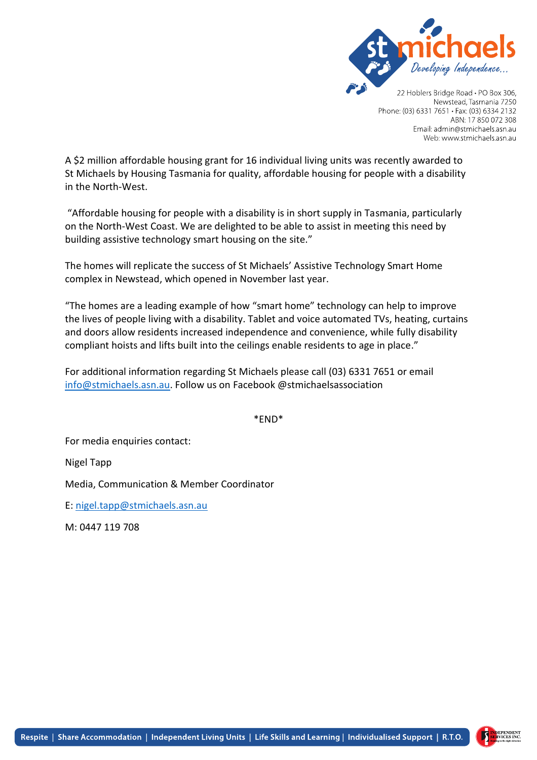A $2 million affordable housing grant for 16 individual living units was recently awarded to St Michaels by Housing Tasmania for quality, affordable housing for people with a disability in the North-West.

"Affordable housing for people with a disability is in short supply in Tasmania, particularly on the North-West Coast. We are delighted to be able to assist in meeting this need by building assistive technology smart housing on the site."

The homes will replicate the success of St Michaels' Assistive Technology Smart Home complex in Newstead, which opened in November last year.

"The homes are a leading example of how "smart home" technology can help to improve the lives of people living with a disability. Tablet and voice automated TVs, heating, curtains and doors allow residents increased independence and convenience, while fully disability compliant hoists and lifts built into the ceilings enable residents to age in place."

For additional information regarding St Michaels please call (03) 6331 7651 or email info@stmichaels.asn.au. Follow us on Facebook @stmichaelsassociation

*END*

For media enquiries contact:

Nigel Tapp

Media, Communication & Member Coordinator

E: nigel.tapp@stmichaels.asn.au

M: 0447 119 708